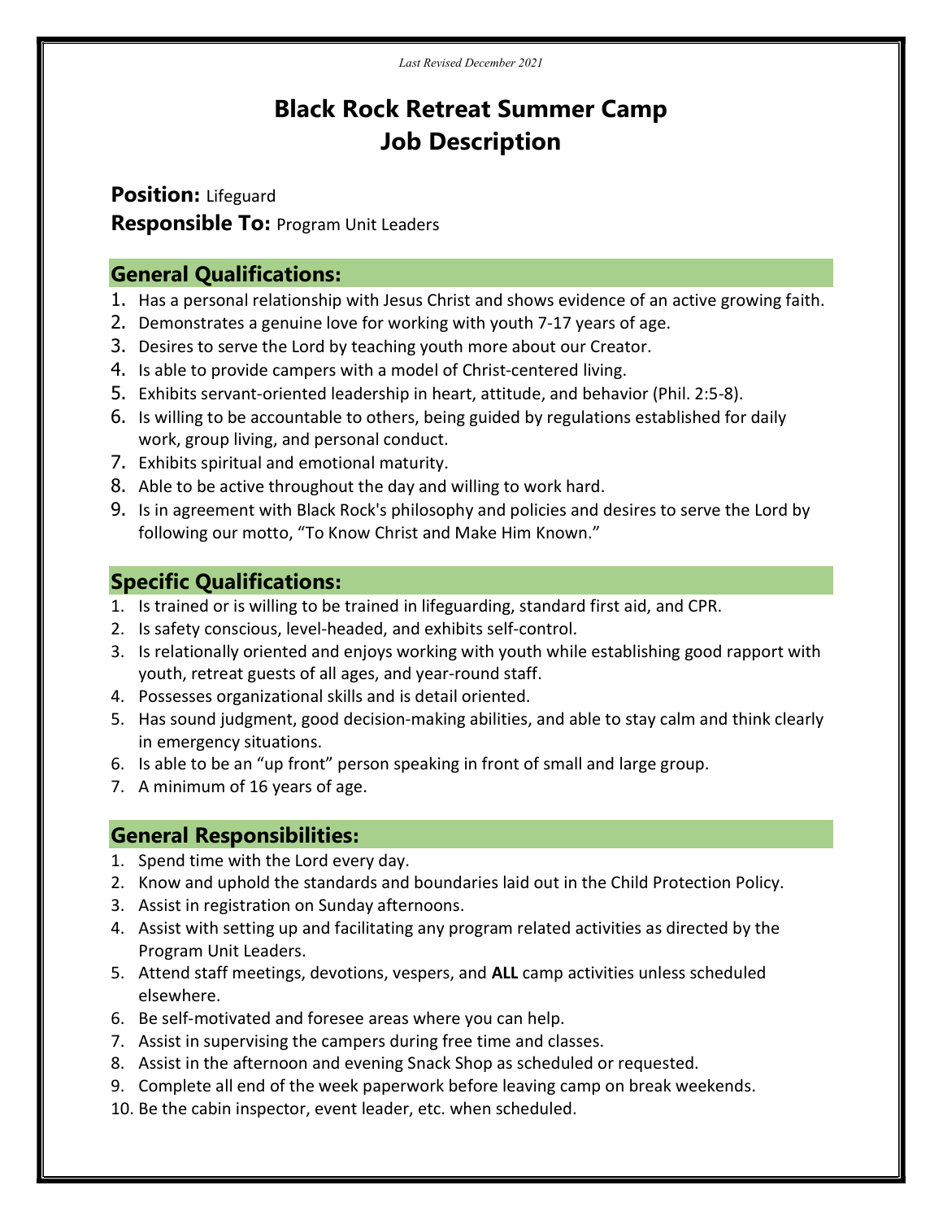*Last Revised December 2021*

# Black Rock Retreat Summer Camp Job Description

**Position:** Lifeguard

**Responsible To:** Program Unit Leaders

## General Qualifications:

1. Has a personal relationship with Jesus Christ and shows evidence of an active growing faith.
2. Demonstrates a genuine love for working with youth 7-17 years of age.
3. Desires to serve the Lord by teaching youth more about our Creator.
4. Is able to provide campers with a model of Christ-centered living.
5. Exhibits servant-oriented leadership in heart, attitude, and behavior (Phil. 2:5-8).
6. Is willing to be accountable to others, being guided by regulations established for daily work, group living, and personal conduct.
7. Exhibits spiritual and emotional maturity.
8. Able to be active throughout the day and willing to work hard.
9. Is in agreement with Black Rock's philosophy and policies and desires to serve the Lord by following our motto, "To Know Christ and Make Him Known."

## Specific Qualifications:

1. Is trained or is willing to be trained in lifeguarding, standard first aid, and CPR.
2. Is safety conscious, level-headed, and exhibits self-control.
3. Is relationally oriented and enjoys working with youth while establishing good rapport with youth, retreat guests of all ages, and year-round staff.
4. Possesses organizational skills and is detail oriented.
5. Has sound judgment, good decision-making abilities, and able to stay calm and think clearly in emergency situations.
6. Is able to be an "up front" person speaking in front of small and large group.
7. A minimum of 16 years of age.

## General Responsibilities:

1. Spend time with the Lord every day.
2. Know and uphold the standards and boundaries laid out in the Child Protection Policy.
3. Assist in registration on Sunday afternoons.
4. Assist with setting up and facilitating any program related activities as directed by the Program Unit Leaders.
5. Attend staff meetings, devotions, vespers, and **ALL** camp activities unless scheduled elsewhere.
6. Be self-motivated and foresee areas where you can help.
7. Assist in supervising the campers during free time and classes.
8. Assist in the afternoon and evening Snack Shop as scheduled or requested.
9. Complete all end of the week paperwork before leaving camp on break weekends.
10. Be the cabin inspector, event leader, etc. when scheduled.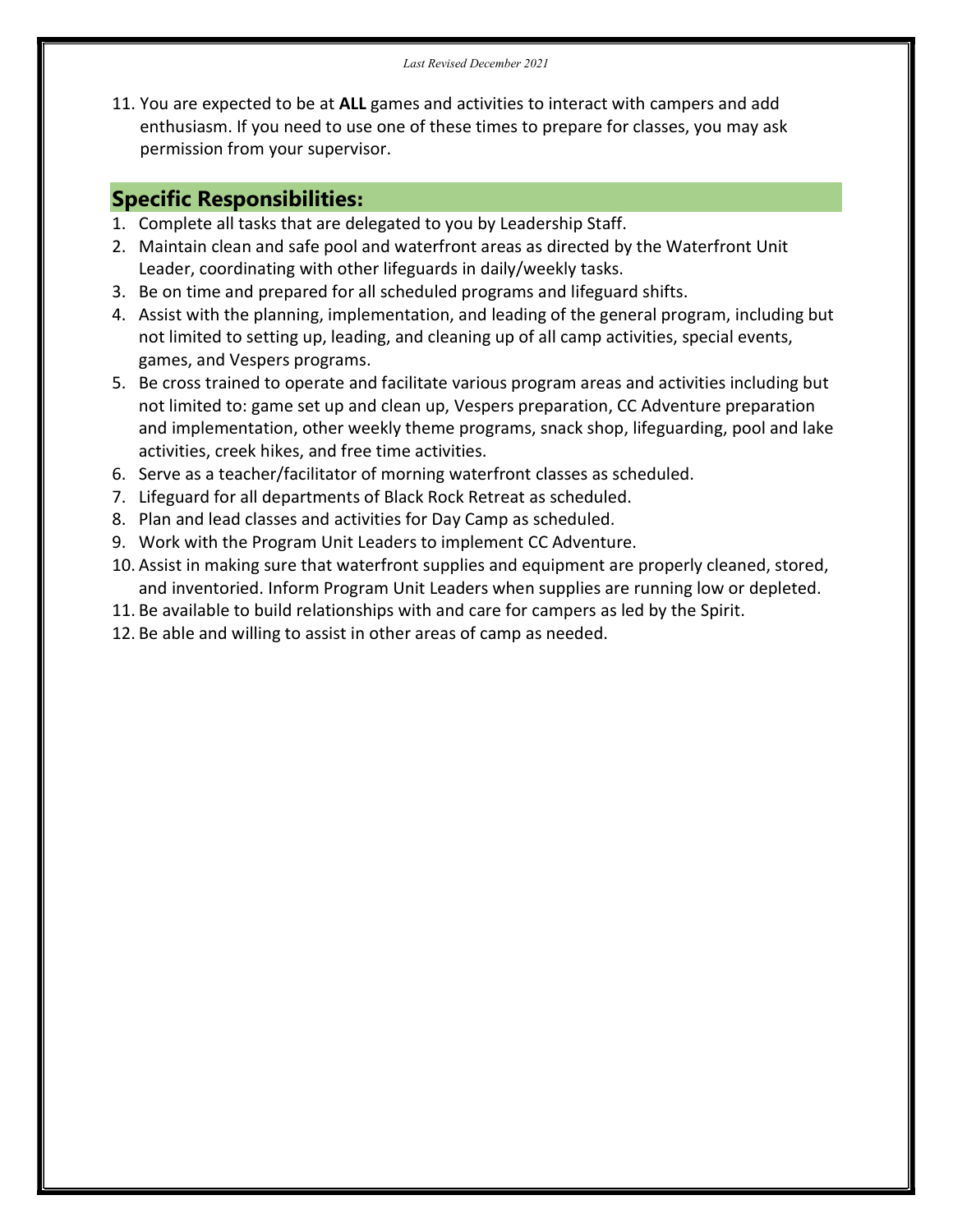11. You are expected to be at **ALL** games and activities to interact with campers and add enthusiasm. If you need to use one of these times to prepare for classes, you may ask permission from your supervisor.

## Specific Responsibilities:

1. Complete all tasks that are delegated to you by Leadership Staff.
2. Maintain clean and safe pool and waterfront areas as directed by the Waterfront Unit Leader, coordinating with other lifeguards in daily/weekly tasks.
3. Be on time and prepared for all scheduled programs and lifeguard shifts.
4. Assist with the planning, implementation, and leading of the general program, including but not limited to setting up, leading, and cleaning up of all camp activities, special events, games, and Vespers programs.
5. Be cross trained to operate and facilitate various program areas and activities including but not limited to: game set up and clean up, Vespers preparation, CC Adventure preparation and implementation, other weekly theme programs, snack shop, lifeguarding, pool and lake activities, creek hikes, and free time activities.
6. Serve as a teacher/facilitator of morning waterfront classes as scheduled.
7. Lifeguard for all departments of Black Rock Retreat as scheduled.
8. Plan and lead classes and activities for Day Camp as scheduled.
9. Work with the Program Unit Leaders to implement CC Adventure.
10. Assist in making sure that waterfront supplies and equipment are properly cleaned, stored, and inventoried. Inform Program Unit Leaders when supplies are running low or depleted.
11. Be available to build relationships with and care for campers as led by the Spirit.
12. Be able and willing to assist in other areas of camp as needed.